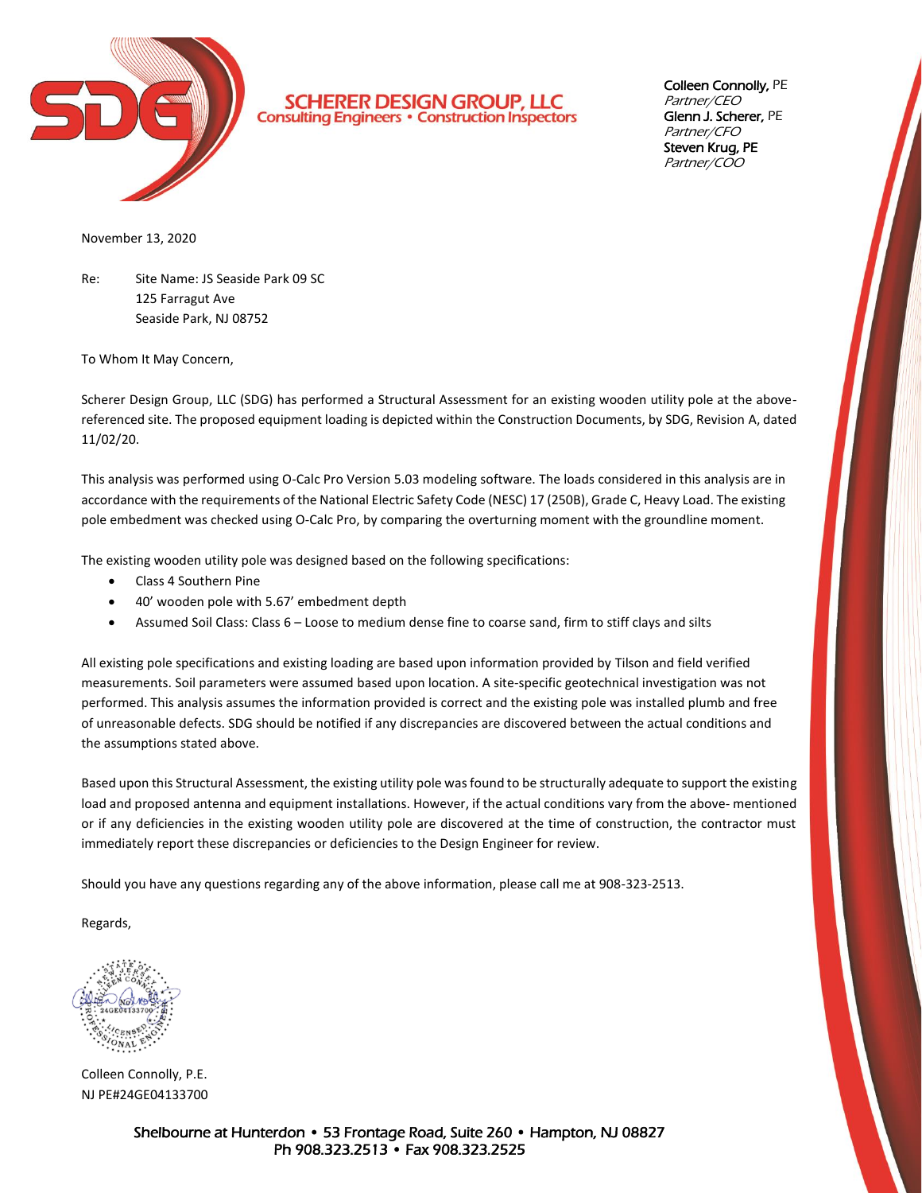**SCHERER DESIGN GROUP, LLC**
**Consulting Engineers • Construction Inspectors**

**Colleen Connolly,** PE
*Partner/CEO*
**Glenn J. Scherer,** PE
*Partner/CFO*
**Steven Krug, PE**
*Partner/COO*

November 13, 2020

Re: Site Name: JS Seaside Park 09 SC
125 Farragut Ave
Seaside Park, NJ 08752

To Whom It May Concern,

Scherer Design Group, LLC (SDG) has performed a Structural Assessment for an existing wooden utility pole at the above-referenced site. The proposed equipment loading is depicted within the Construction Documents, by SDG, Revision A, dated 11/02/20.

This analysis was performed using O-Calc Pro Version 5.03 modeling software. The loads considered in this analysis are in accordance with the requirements of the National Electric Safety Code (NESC) 17 (250B), Grade C, Heavy Load. The existing pole embedment was checked using O-Calc Pro, by comparing the overturning moment with the groundline moment.

The existing wooden utility pole was designed based on the following specifications:

- Class 4 Southern Pine
- 40' wooden pole with 5.67' embedment depth
- Assumed Soil Class: Class 6 – Loose to medium dense fine to coarse sand, firm to stiff clays and silts

All existing pole specifications and existing loading are based upon information provided by Tilson and field verified measurements. Soil parameters were assumed based upon location. A site-specific geotechnical investigation was not performed. This analysis assumes the information provided is correct and the existing pole was installed plumb and free of unreasonable defects. SDG should be notified if any discrepancies are discovered between the actual conditions and the assumptions stated above.

Based upon this Structural Assessment, the existing utility pole was found to be structurally adequate to support the existing load and proposed antenna and equipment installations. However, if the actual conditions vary from the above- mentioned or if any deficiencies in the existing wooden utility pole are discovered at the time of construction, the contractor must immediately report these discrepancies or deficiencies to the Design Engineer for review.

Should you have any questions regarding any of the above information, please call me at 908-323-2513.

Regards,

Colleen Connolly, P.E.
NJ PE#24GE04133700

Shelbourne at Hunterdon • 53 Frontage Road, Suite 260 • Hampton, NJ 08827
Ph 908.323.2513 • Fax 908.323.2525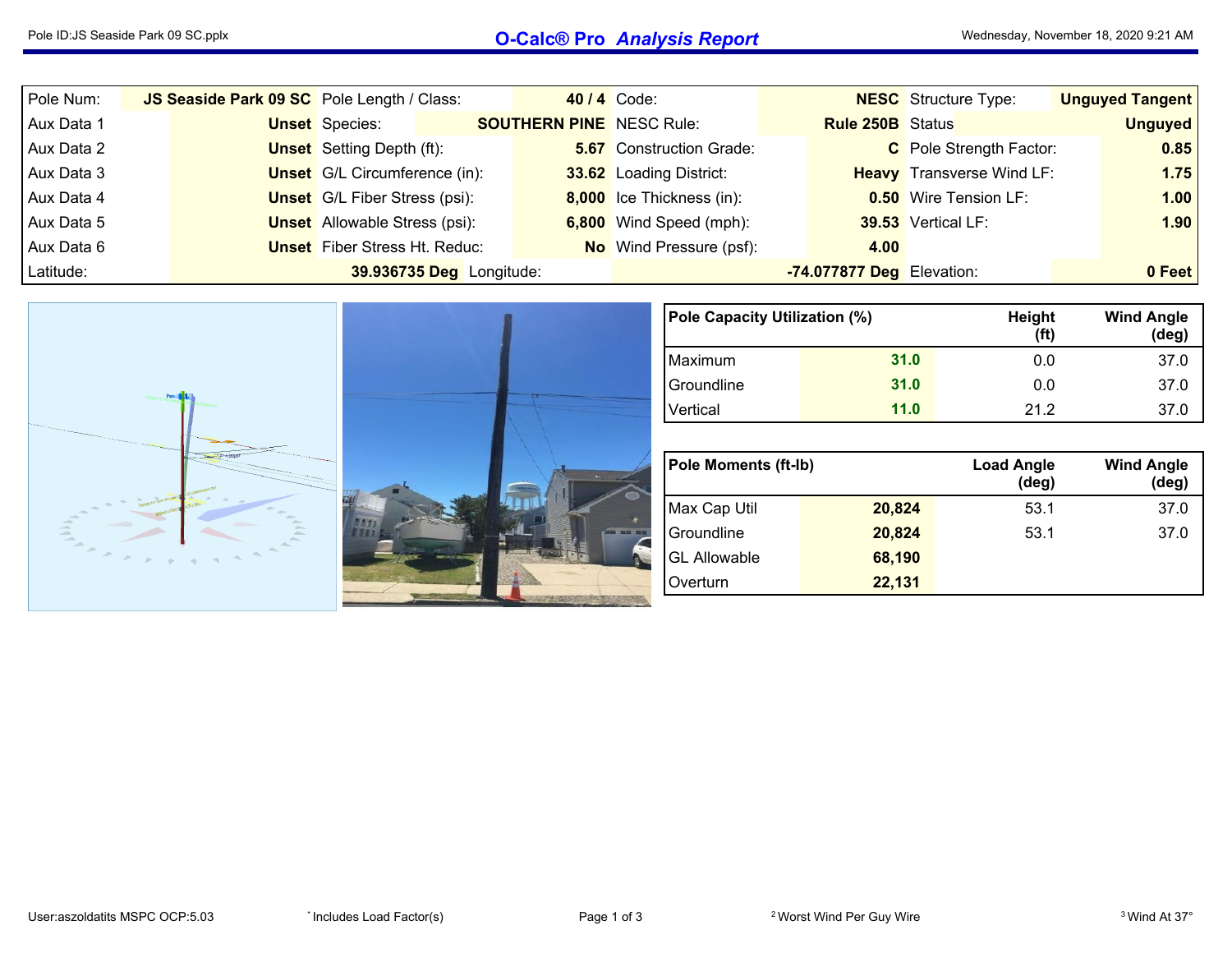# O-Calc® Pro *Analysis Report*

| Pole Num: | JS Seaside Park 09 SC | Pole Length / Class: | 40 / 4 | Code: | NESC | Structure Type: | Unguyed Tangent |
|---|---|---|---|---|---|---|---|
| Aux Data 1 | Unset | Species: | SOUTHERN PINE | NESC Rule: | Rule 250B | Status | Unguyed |
| Aux Data 2 | Unset | Setting Depth (ft): | 5.67 | Construction Grade: | C | Pole Strength Factor: | 0.85 |
| Aux Data 3 | Unset | G/L Circumference (in): | 33.62 | Loading District: | Heavy | Transverse Wind LF: | 1.75 |
| Aux Data 4 | Unset | G/L Fiber Stress (psi): | 8,000 | Ice Thickness (in): | 0.50 | Wire Tension LF: | 1.00 |
| Aux Data 5 | Unset | Allowable Stress (psi): | 6,800 | Wind Speed (mph): | 39.53 | Vertical LF: | 1.90 |
| Aux Data 6 | Unset | Fiber Stress Ht. Reduc: | No | Wind Pressure (psf): | 4.00 | | |
| Latitude: | 39.936735 Deg | Longitude: | -74.077877 Deg | Elevation: | 0 Feet | | |

| Pole Capacity Utilization (%) | | Height (ft) | Wind Angle (deg) |
|---|---|---|---|
| Maximum | 31.0 | 0.0 | 37.0 |
| Groundline | 31.0 | 0.0 | 37.0 |
| Vertical | 11.0 | 21.2 | 37.0 |

| Pole Moments (ft-lb) | | Load Angle (deg) | Wind Angle (deg) |
|---|---|---|---|
| Max Cap Util | 20,824 | 53.1 | 37.0 |
| Groundline | 20,824 | 53.1 | 37.0 |
| GL Allowable | 68,190 | | |
| Overturn | 22,131 | | |

User:aszoldatits MSPC OCP:5.03 — * Includes Load Factor(s) — [2] Worst Wind Per Guy Wire — [3] Wind At 37°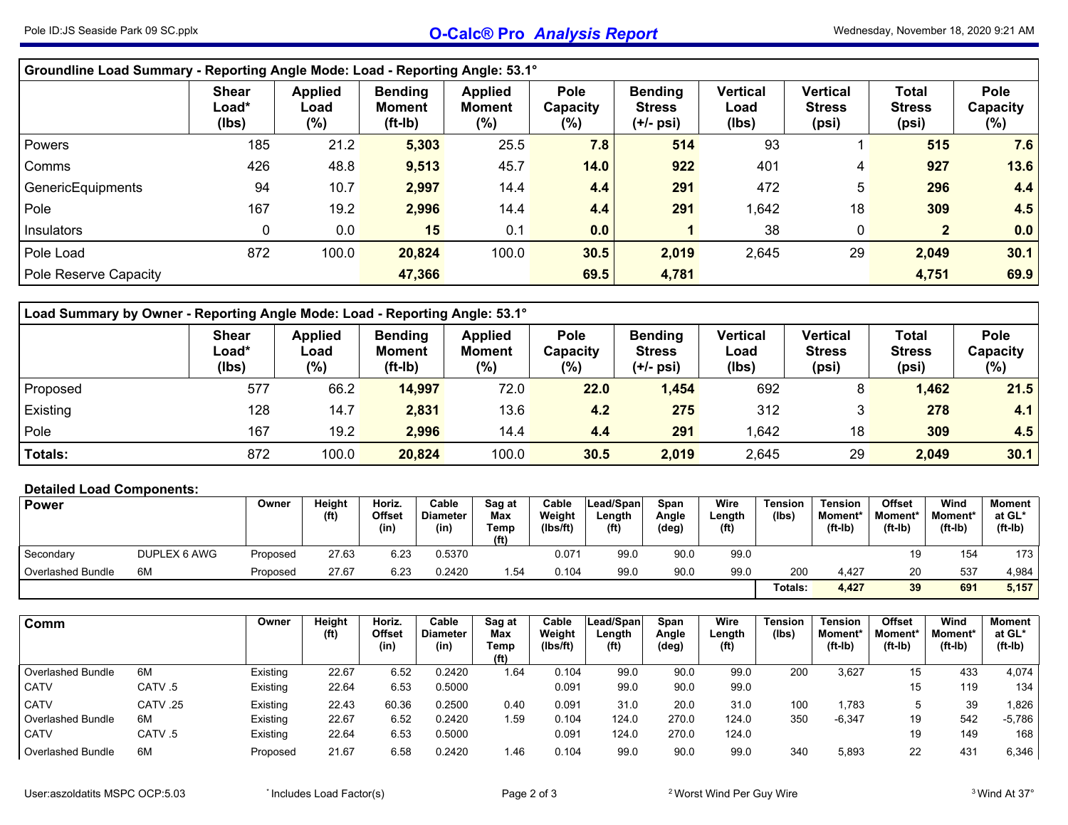| Groundline Load Summary - Reporting Angle Mode: Load - Reporting Angle: 53.1° | Shear Load* (lbs) | Applied Load (%) | Bending Moment (ft-lb) | Applied Moment (%) | Pole Capacity (%) | Bending Stress (+/- psi) | Vertical Load (lbs) | Vertical Stress (psi) | Total Stress (psi) | Pole Capacity (%) |
|---|---|---|---|---|---|---|---|---|---|---|
| Powers | 185 | 21.2 | **5,303** | 25.5 | **7.8** | **514** | 93 | 1 | **515** | **7.6** |
| Comms | 426 | 48.8 | **9,513** | 45.7 | **14.0** | **922** | 401 | 4 | **927** | **13.6** |
| GenericEquipments | 94 | 10.7 | **2,997** | 14.4 | **4.4** | **291** | 472 | 5 | **296** | **4.4** |
| Pole | 167 | 19.2 | **2,996** | 14.4 | **4.4** | **291** | 1,642 | 18 | **309** | **4.5** |
| Insulators | 0 | 0.0 | **15** | 0.1 | **0.0** | **1** | 38 | 0 | **2** | **0.0** |
| Pole Load | 872 | 100.0 | **20,824** | 100.0 | **30.5** | **2,019** | 2,645 | 29 | **2,049** | **30.1** |
| Pole Reserve Capacity | | | **47,366** | | **69.5** | **4,781** | | | **4,751** | **69.9** |

| Load Summary by Owner - Reporting Angle Mode: Load - Reporting Angle: 53.1° | Shear Load* (lbs) | Applied Load (%) | Bending Moment (ft-lb) | Applied Moment (%) | Pole Capacity (%) | Bending Stress (+/- psi) | Vertical Load (lbs) | Vertical Stress (psi) | Total Stress (psi) | Pole Capacity (%) |
|---|---|---|---|---|---|---|---|---|---|---|
| Proposed | 577 | 66.2 | **14,997** | 72.0 | **22.0** | **1,454** | 692 | 8 | **1,462** | **21.5** |
| Existing | 128 | 14.7 | **2,831** | 13.6 | **4.2** | **275** | 312 | 3 | **278** | **4.1** |
| Pole | 167 | 19.2 | **2,996** | 14.4 | **4.4** | **291** | 1,642 | 18 | **309** | **4.5** |
| **Totals:** | 872 | 100.0 | **20,824** | 100.0 | **30.5** | **2,019** | 2,645 | 29 | **2,049** | **30.1** |

**Detailed Load Components:**

| Power | | Owner | Height (ft) | Horiz. Offset (in) | Cable Diameter (in) | Sag at Max Temp (ft) | Cable Weight (lbs/ft) | Lead/Span Length (ft) | Span Angle (deg) | Wire Length (ft) | Tension (lbs) | Tension Moment* (ft-lb) | Offset Moment* (ft-lb) | Wind Moment* (ft-lb) | Moment at GL* (ft-lb) |
|---|---|---|---|---|---|---|---|---|---|---|---|---|---|---|---|
| Secondary | DUPLEX 6 AWG | Proposed | 27.63 | 6.23 | 0.5370 | | 0.071 | 99.0 | 90.0 | 99.0 | | | 19 | 154 | 173 |
| Overlashed Bundle | 6M | Proposed | 27.67 | 6.23 | 0.2420 | 1.54 | 0.104 | 99.0 | 90.0 | 99.0 | 200 | 4,427 | 20 | 537 | 4,984 |
| | | | | | | | | | | | **Totals:** | **4,427** | **39** | **691** | **5,157** |

| Comm | | Owner | Height (ft) | Horiz. Offset (in) | Cable Diameter (in) | Sag at Max Temp (ft) | Cable Weight (lbs/ft) | Lead/Span Length (ft) | Span Angle (deg) | Wire Length (ft) | Tension (lbs) | Tension Moment* (ft-lb) | Offset Moment* (ft-lb) | Wind Moment* (ft-lb) | Moment at GL* (ft-lb) |
|---|---|---|---|---|---|---|---|---|---|---|---|---|---|---|---|
| Overlashed Bundle | 6M | Existing | 22.67 | 6.52 | 0.2420 | 1.64 | 0.104 | 99.0 | 90.0 | 99.0 | 200 | 3,627 | 15 | 433 | 4,074 |
| CATV | CATV .5 | Existing | 22.64 | 6.53 | 0.5000 | | 0.091 | 99.0 | 90.0 | 99.0 | | | 15 | 119 | 134 |
| CATV | CATV .25 | Existing | 22.43 | 60.36 | 0.2500 | 0.40 | 0.091 | 31.0 | 20.0 | 31.0 | 100 | 1,783 | 5 | 39 | 1,826 |
| Overlashed Bundle | 6M | Existing | 22.67 | 6.52 | 0.2420 | 1.59 | 0.104 | 124.0 | 270.0 | 124.0 | 350 | -6,347 | 19 | 542 | -5,786 |
| CATV | CATV .5 | Existing | 22.64 | 6.53 | 0.5000 | | 0.091 | 124.0 | 270.0 | 124.0 | | | 19 | 149 | 168 |
| Overlashed Bundle | 6M | Proposed | 21.67 | 6.58 | 0.2420 | 1.46 | 0.104 | 99.0 | 90.0 | 99.0 | 340 | 5,893 | 22 | 431 | 6,346 |

* Includes Load Factor(s)

[2] Worst Wind Per Guy Wire

[3] Wind At 37°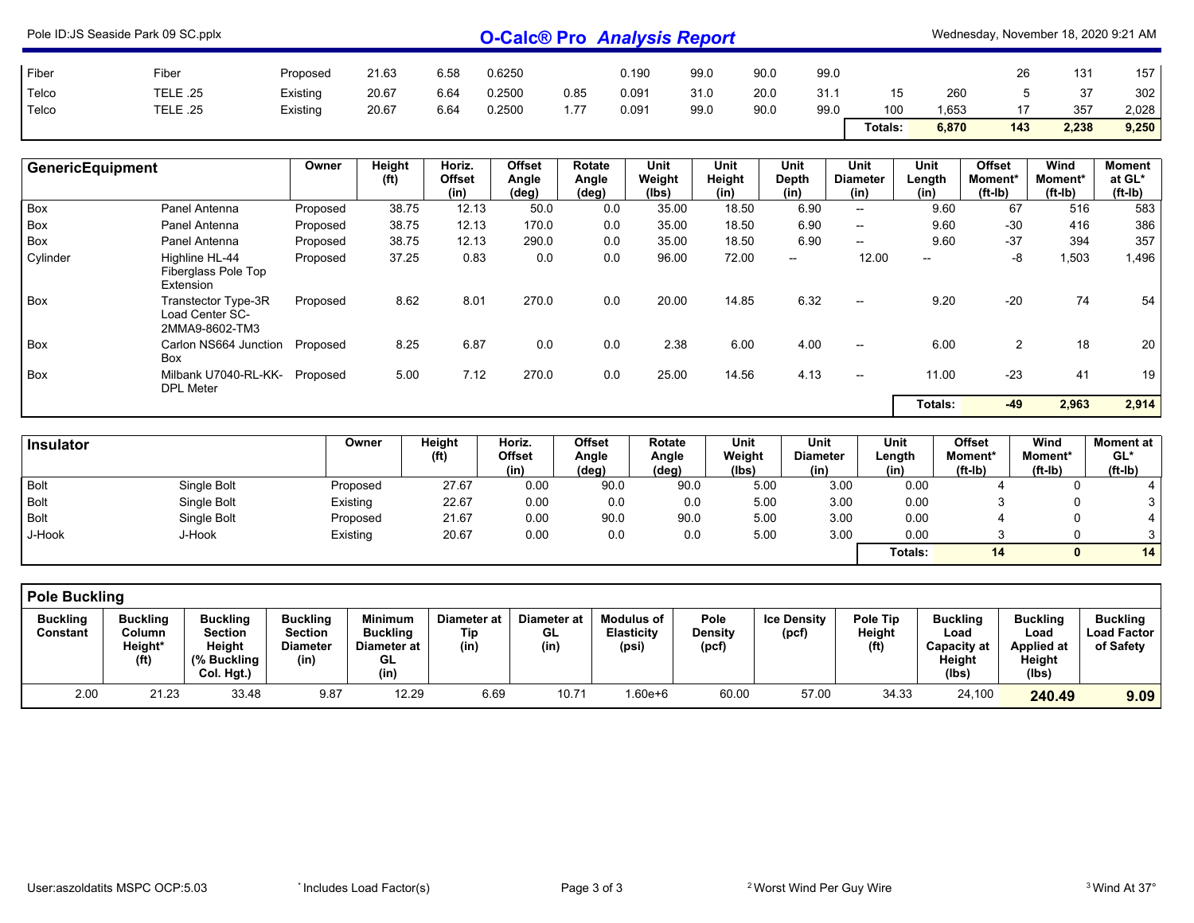| | | | | | | | | | | | | | | | |
|---|---|---|---|---|---|---|---|---|---|---|---|---|---|---|---|
| Fiber | Fiber | Proposed | 21.63 | 6.58 | 0.6250 | | 0.190 | 99.0 | 90.0 | 99.0 | | | 26 | 131 | 157 |
| Telco | TELE .25 | Existing | 20.67 | 6.64 | 0.2500 | 0.85 | 0.091 | 31.0 | 20.0 | 31.1 | 15 | 260 | 5 | 37 | 302 |
| Telco | TELE .25 | Existing | 20.67 | 6.64 | 0.2500 | 1.77 | 0.091 | 99.0 | 90.0 | 99.0 | 100 | 1,653 | 17 | 357 | 2,028 |
| | | | | | | | | | | | **Totals:** | **6,870** | **143** | **2,238** | **9,250** |

| GenericEquipment | | Owner | Height (ft) | Horiz. Offset (in) | Offset Angle (deg) | Rotate Angle (deg) | Unit Weight (lbs) | Unit Height (in) | Unit Depth (in) | Unit Diameter (in) | Unit Length (in) | Offset Moment* (ft-lb) | Wind Moment* (ft-lb) | Moment at GL* (ft-lb) |
|---|---|---|---|---|---|---|---|---|---|---|---|---|---|---|
| Box | Panel Antenna | Proposed | 38.75 | 12.13 | 50.0 | 0.0 | 35.00 | 18.50 | 6.90 | -- | 9.60 | 67 | 516 | 583 |
| Box | Panel Antenna | Proposed | 38.75 | 12.13 | 170.0 | 0.0 | 35.00 | 18.50 | 6.90 | -- | 9.60 | -30 | 416 | 386 |
| Box | Panel Antenna | Proposed | 38.75 | 12.13 | 290.0 | 0.0 | 35.00 | 18.50 | 6.90 | -- | 9.60 | -37 | 394 | 357 |
| Cylinder | Highline HL-44 Fiberglass Pole Top Extension | Proposed | 37.25 | 0.83 | 0.0 | 0.0 | 96.00 | 72.00 | -- | 12.00 | -- | -8 | 1,503 | 1,496 |
| Box | Transtector Type-3R Load Center SC-2MMA9-8602-TM3 | Proposed | 8.62 | 8.01 | 270.0 | 0.0 | 20.00 | 14.85 | 6.32 | -- | 9.20 | -20 | 74 | 54 |
| Box | Carlon NS664 Junction Box | Proposed | 8.25 | 6.87 | 0.0 | 0.0 | 2.38 | 6.00 | 4.00 | -- | 6.00 | 2 | 18 | 20 |
| Box | Milbank U7040-RL-KK-DPL Meter | Proposed | 5.00 | 7.12 | 270.0 | 0.0 | 25.00 | 14.56 | 4.13 | -- | 11.00 | -23 | 41 | 19 |
| | | | | | | | | | | | **Totals:** | **-49** | **2,963** | **2,914** |

| Insulator | | Owner | Height (ft) | Horiz. Offset (in) | Offset Angle (deg) | Rotate Angle (deg) | Unit Weight (lbs) | Unit Diameter (in) | Unit Length (in) | Offset Moment* (ft-lb) | Wind Moment* (ft-lb) | Moment at GL* (ft-lb) |
|---|---|---|---|---|---|---|---|---|---|---|---|---|
| Bolt | Single Bolt | Proposed | 27.67 | 0.00 | 90.0 | 90.0 | 5.00 | 3.00 | 0.00 | 4 | 0 | 4 |
| Bolt | Single Bolt | Existing | 22.67 | 0.00 | 0.0 | 0.0 | 5.00 | 3.00 | 0.00 | 3 | 0 | 3 |
| Bolt | Single Bolt | Proposed | 21.67 | 0.00 | 90.0 | 90.0 | 5.00 | 3.00 | 0.00 | 4 | 0 | 4 |
| J-Hook | J-Hook | Existing | 20.67 | 0.00 | 0.0 | 0.0 | 5.00 | 3.00 | 0.00 | 3 | 0 | 3 |
| | | | | | | | | | **Totals:** | **14** | **0** | **14** |

**Pole Buckling**

| Buckling Constant | Buckling Column Height* (ft) | Buckling Section Height (% Buckling Col. Hgt.) | Buckling Section Diameter (in) | Minimum Buckling Diameter at GL (in) | Diameter at Tip (in) | Diameter at GL (in) | Modulus of Elasticity (psi) | Pole Density (pcf) | Ice Density (pcf) | Pole Tip Height (ft) | Buckling Load Capacity at Height (lbs) | Buckling Load Applied at Height (lbs) | Buckling Load Factor of Safety |
|---|---|---|---|---|---|---|---|---|---|---|---|---|---|
| 2.00 | 21.23 | 33.48 | 9.87 | 12.29 | 6.69 | 10.71 | 1.60e+6 | 60.00 | 57.00 | 34.33 | 24,100 | **240.49** | **9.09** |

* Includes Load Factor(s)

[2] Worst Wind Per Guy Wire

[3] Wind At 37°